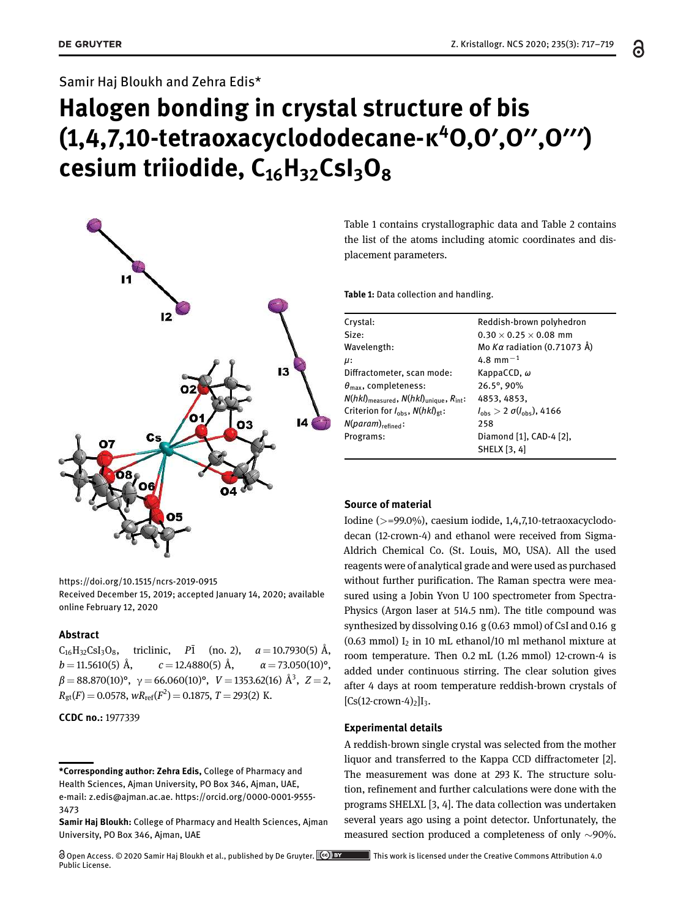Samir Haj Bloukh and Zehra Edis*

# Halogen bonding in crystal structure of bis (1,4,7,10-tetraoxacyclododecane-κ$^4$O,O′,O′′,O′′′) cesium triiodide, $C_{16}H_{32}CsI_3O_8$

https://doi.org/10.1515/ncrs-2019-0915
Received December 15, 2019; accepted January 14, 2020; available online February 12, 2020

## Abstract

$C_{16}H_{32}CsI_3O_8$, triclinic, $P\bar{1}$ (no. 2), $a = 10.7930(5)$ Å, $b = 11.5610(5)$ Å, $c = 12.4880(5)$ Å, $\alpha = 73.050(10)°$, $\beta = 88.870(10)°$, $\gamma = 66.060(10)°$, $V = 1353.62(16)$ Å$^3$, $Z = 2$, $R_{gt}(F) = 0.0578$, $wR_{ref}(F^2) = 0.1875$, $T = 293(2)$ K.

**CCDC no.:** 1977339

**\*Corresponding author: Zehra Edis,** College of Pharmacy and Health Sciences, Ajman University, PO Box 346, Ajman, UAE, e-mail: z.edis@ajman.ac.ae. https://orcid.org/0000-0001-9555-3473

**Samir Haj Bloukh:** College of Pharmacy and Health Sciences, Ajman University, PO Box 346, Ajman, UAE

Open Access. © 2020 Samir Haj Bloukh et al., published by De Gruyter. This work is licensed under the Creative Commons Attribution 4.0 Public License.

Table 1 contains crystallographic data and Table 2 contains the list of the atoms including atomic coordinates and displacement parameters.

**Table 1:** Data collection and handling.

| | |
|---|---|
| Crystal: | Reddish-brown polyhedron |
| Size: | $0.30 \times 0.25 \times 0.08$ mm |
| Wavelength: | Mo $K\alpha$ radiation (0.71073 Å) |
| $\mu$: | 4.8 mm$^{-1}$ |
| Diffractometer, scan mode: | KappaCCD, $\omega$ |
| $\theta_{max}$, completeness: | 26.5°, 90% |
| $N(hkl)_{measured}$, $N(hkl)_{unique}$, $R_{int}$: | 4853, 4853, |
| Criterion for $I_{obs}$, $N(hkl)_{gt}$: | $I_{obs} > 2\ \sigma(I_{obs})$, 4166 |
| $N(param)_{refined}$: | 258 |
| Programs: | Diamond [1], CAD-4 [2], SHELX [3, 4] |

## Source of material

Iodine (>=99.0%), caesium iodide, 1,4,7,10-tetraoxacyclododecan (12-crown-4) and ethanol were received from Sigma-Aldrich Chemical Co. (St. Louis, MO, USA). All the used reagents were of analytical grade and were used as purchased without further purification. The Raman spectra were measured using a Jobin Yvon U 100 spectrometer from Spectra-Physics (Argon laser at 514.5 nm). The title compound was synthesized by dissolving 0.16 g (0.63 mmol) of CsI and 0.16 g (0.63 mmol) $I_2$ in 10 mL ethanol/10 ml methanol mixture at room temperature. Then 0.2 mL (1.26 mmol) 12-crown-4 is added under continuous stirring. The clear solution gives after 4 days at room temperature reddish-brown crystals of $[Cs(12\text{-crown-}4)_2]I_3$.

## Experimental details

A reddish-brown single crystal was selected from the mother liquor and transferred to the Kappa CCD diffractometer [2]. The measurement was done at 293 K. The structure solution, refinement and further calculations were done with the programs SHELXL [3, 4]. The data collection was undertaken several years ago using a point detector. Unfortunately, the measured section produced a completeness of only ∼90%.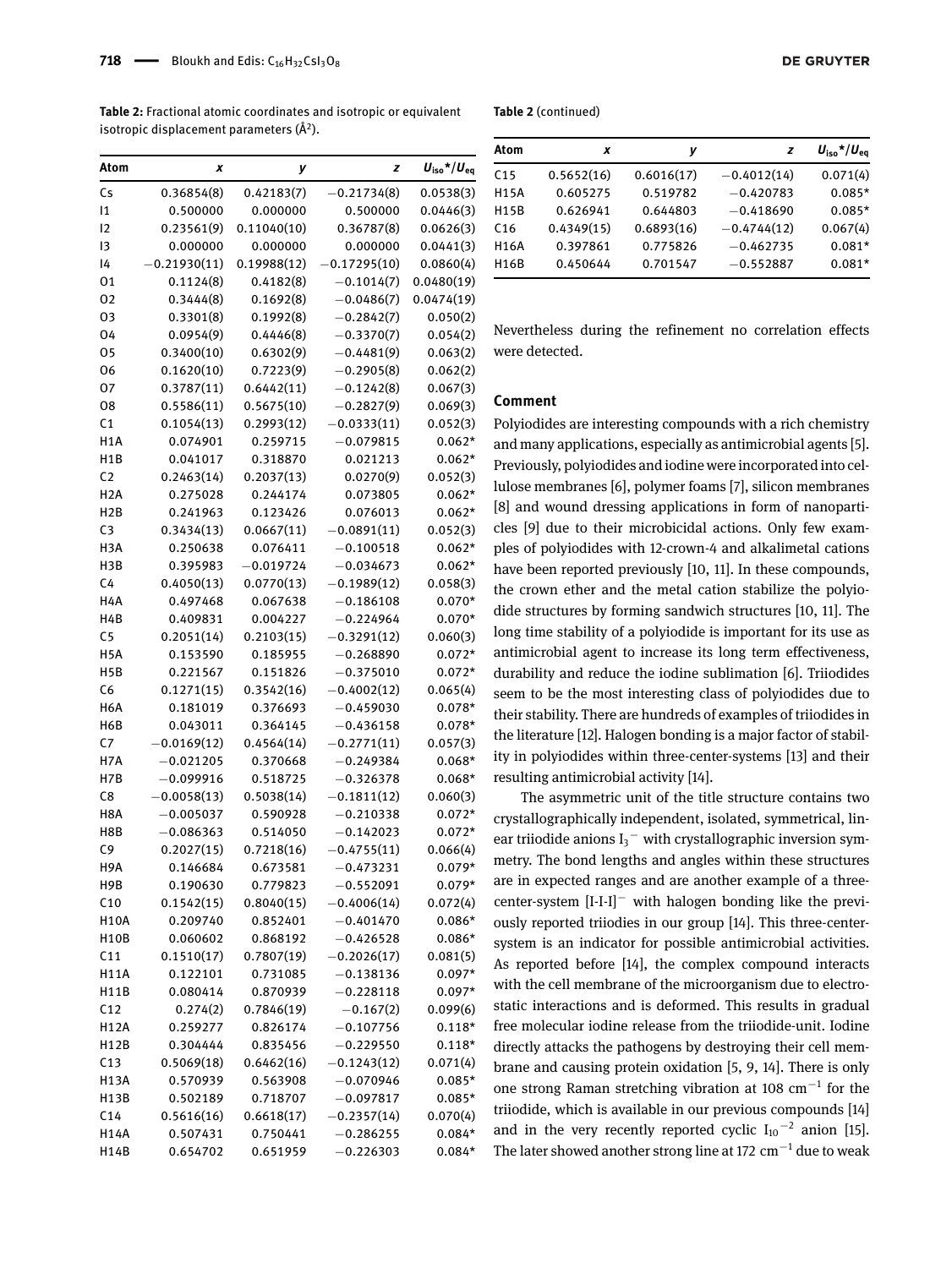**Table 2:** Fractional atomic coordinates and isotropic or equivalent isotropic displacement parameters (Å$^2$).

| Atom | *x* | *y* | *z* | $U_{iso}$*/$U_{eq}$ |
|---|---|---|---|---|
| Cs | 0.36854(8) | 0.42183(7) | −0.21734(8) | 0.0538(3) |
| I1 | 0.500000 | 0.000000 | 0.500000 | 0.0446(3) |
| I2 | 0.23561(9) | 0.11040(10) | 0.36787(8) | 0.0626(3) |
| I3 | 0.000000 | 0.000000 | 0.000000 | 0.0441(3) |
| I4 | −0.21930(11) | 0.19988(12) | −0.17295(10) | 0.0860(4) |
| O1 | 0.1124(8) | 0.4182(8) | −0.1014(7) | 0.0480(19) |
| O2 | 0.3444(8) | 0.1692(8) | −0.0486(7) | 0.0474(19) |
| O3 | 0.3301(8) | 0.1992(8) | −0.2842(7) | 0.050(2) |
| O4 | 0.0954(9) | 0.4446(8) | −0.3370(7) | 0.054(2) |
| O5 | 0.3400(10) | 0.6302(9) | −0.4481(9) | 0.063(2) |
| O6 | 0.1620(10) | 0.7223(9) | −0.2905(8) | 0.062(2) |
| O7 | 0.3787(11) | 0.6442(11) | −0.1242(8) | 0.067(3) |
| O8 | 0.5586(11) | 0.5675(10) | −0.2827(9) | 0.069(3) |
| C1 | 0.1054(13) | 0.2993(12) | −0.0333(11) | 0.052(3) |
| H1A | 0.074901 | 0.259715 | −0.079815 | 0.062* |
| H1B | 0.041017 | 0.318870 | 0.021213 | 0.062* |
| C2 | 0.2463(14) | 0.2037(13) | 0.0270(9) | 0.052(3) |
| H2A | 0.275028 | 0.244174 | 0.073805 | 0.062* |
| H2B | 0.241963 | 0.123426 | 0.076013 | 0.062* |
| C3 | 0.3434(13) | 0.0667(11) | −0.0891(11) | 0.052(3) |
| H3A | 0.250638 | 0.076411 | −0.100518 | 0.062* |
| H3B | 0.395983 | −0.019724 | −0.034673 | 0.062* |
| C4 | 0.4050(13) | 0.0770(13) | −0.1989(12) | 0.058(3) |
| H4A | 0.497468 | 0.067638 | −0.186108 | 0.070* |
| H4B | 0.409831 | 0.004227 | −0.224964 | 0.070* |
| C5 | 0.2051(14) | 0.2103(15) | −0.3291(12) | 0.060(3) |
| H5A | 0.153590 | 0.185955 | −0.268890 | 0.072* |
| H5B | 0.221567 | 0.151826 | −0.375010 | 0.072* |
| C6 | 0.1271(15) | 0.3542(16) | −0.4002(12) | 0.065(4) |
| H6A | 0.181019 | 0.376693 | −0.459030 | 0.078* |
| H6B | 0.043011 | 0.364145 | −0.436158 | 0.078* |
| C7 | −0.0169(12) | 0.4564(14) | −0.2771(11) | 0.057(3) |
| H7A | −0.021205 | 0.370668 | −0.249384 | 0.068* |
| H7B | −0.099916 | 0.518725 | −0.326378 | 0.068* |
| C8 | −0.0058(13) | 0.5038(14) | −0.1811(12) | 0.060(3) |
| H8A | −0.005037 | 0.590928 | −0.210338 | 0.072* |
| H8B | −0.086363 | 0.514050 | −0.142023 | 0.072* |
| C9 | 0.2027(15) | 0.7218(16) | −0.4755(11) | 0.066(4) |
| H9A | 0.146684 | 0.673581 | −0.473231 | 0.079* |
| H9B | 0.190630 | 0.779823 | −0.552091 | 0.079* |
| C10 | 0.1542(15) | 0.8040(15) | −0.4006(14) | 0.072(4) |
| H10A | 0.209740 | 0.852401 | −0.401470 | 0.086* |
| H10B | 0.060602 | 0.868192 | −0.426528 | 0.086* |
| C11 | 0.1510(17) | 0.7807(19) | −0.2026(17) | 0.081(5) |
| H11A | 0.122101 | 0.731085 | −0.138136 | 0.097* |
| H11B | 0.080414 | 0.870939 | −0.228118 | 0.097* |
| C12 | 0.274(2) | 0.7846(19) | −0.167(2) | 0.099(6) |
| H12A | 0.259277 | 0.826174 | −0.107756 | 0.118* |
| H12B | 0.304444 | 0.835456 | −0.229550 | 0.118* |
| C13 | 0.5069(18) | 0.6462(16) | −0.1243(12) | 0.071(4) |
| H13A | 0.570939 | 0.563908 | −0.070946 | 0.085* |
| H13B | 0.502189 | 0.718707 | −0.097817 | 0.085* |
| C14 | 0.5616(16) | 0.6618(17) | −0.2357(14) | 0.070(4) |
| H14A | 0.507431 | 0.750441 | −0.286255 | 0.084* |
| H14B | 0.654702 | 0.651959 | −0.226303 | 0.084* |
| C15 | 0.5652(16) | 0.6016(17) | −0.4012(14) | 0.071(4) |
| H15A | 0.605275 | 0.519782 | −0.420783 | 0.085* |
| H15B | 0.626941 | 0.644803 | −0.418690 | 0.085* |
| C16 | 0.4349(15) | 0.6893(16) | −0.4744(12) | 0.067(4) |
| H16A | 0.397861 | 0.775826 | −0.462735 | 0.081* |
| H16B | 0.450644 | 0.701547 | −0.552887 | 0.081* |

Nevertheless during the refinement no correlation effects were detected.

## Comment

Polyiodides are interesting compounds with a rich chemistry and many applications, especially as antimicrobial agents [5]. Previously, polyiodides and iodine were incorporated into cellulose membranes [6], polymer foams [7], silicon membranes [8] and wound dressing applications in form of nanoparticles [9] due to their microbicidal actions. Only few examples of polyiodides with 12-crown-4 and alkalimetal cations have been reported previously [10, 11]. In these compounds, the crown ether and the metal cation stabilize the polyiodide structures by forming sandwich structures [10, 11]. The long time stability of a polyiodide is important for its use as antimicrobial agent to increase its long term effectiveness, durability and reduce the iodine sublimation [6]. Triiodides seem to be the most interesting class of polyiodides due to their stability. There are hundreds of examples of triiodides in the literature [12]. Halogen bonding is a major factor of stability in polyiodides within three-center-systems [13] and their resulting antimicrobial activity [14].

The asymmetric unit of the title structure contains two crystallographically independent, isolated, symmetrical, linear triiodide anions $I_3^-$ with crystallographic inversion symmetry. The bond lengths and angles within these structures are in expected ranges and are another example of a three-center-system $[\text{I-I-I}]^-$ with halogen bonding like the previously reported triiodies in our group [14]. This three-center-system is an indicator for possible antimicrobial activities. As reported before [14], the complex compound interacts with the cell membrane of the microorganism due to electrostatic interactions and is deformed. This results in gradual free molecular iodine release from the triiodide-unit. Iodine directly attacks the pathogens by destroying their cell membrane and causing protein oxidation [5, 9, 14]. There is only one strong Raman stretching vibration at 108 cm$^{-1}$ for the triiodide, which is available in our previous compounds [14] and in the very recently reported cyclic $I_{10}^{-2}$ anion [15]. The later showed another strong line at 172 cm$^{-1}$ due to weak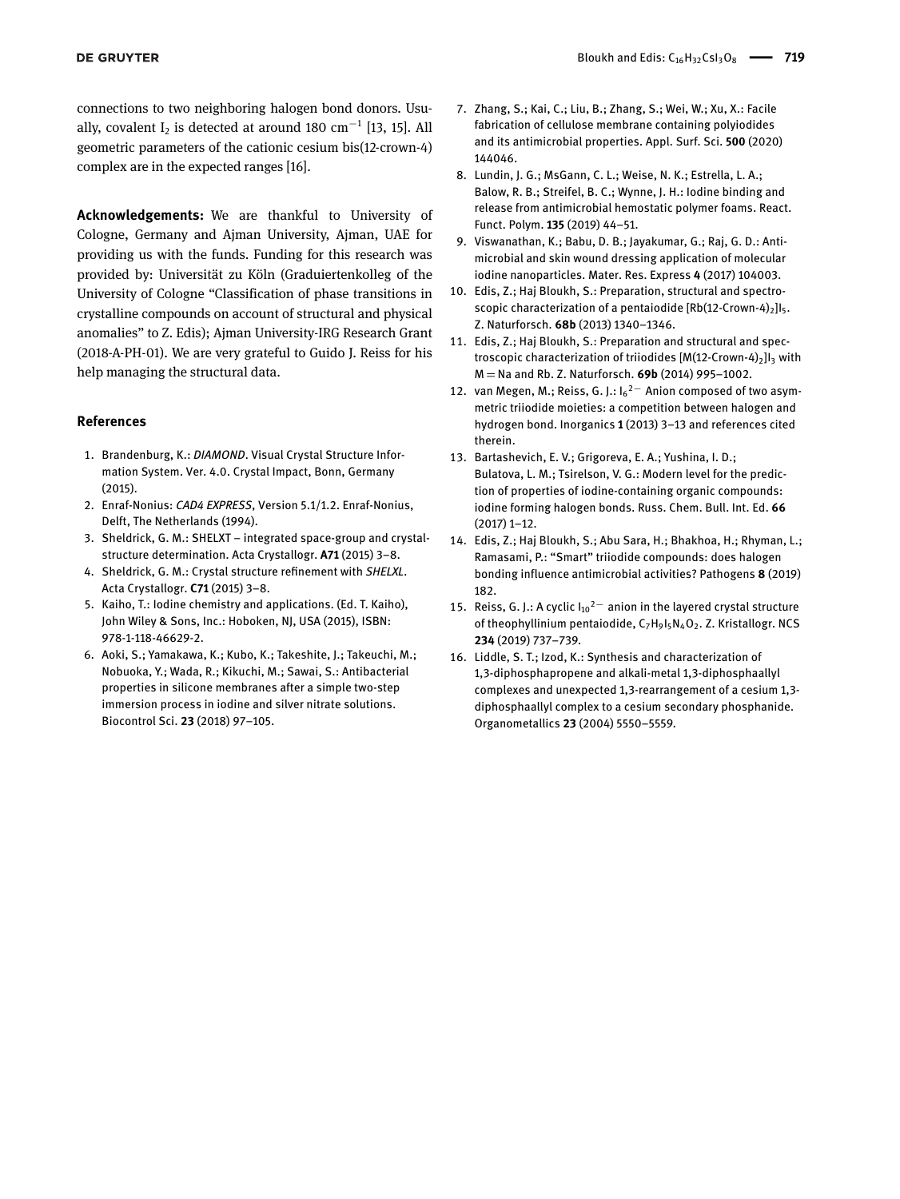connections to two neighboring halogen bond donors. Usually, covalent $I_2$ is detected at around 180 $cm^{-1}$ [13, 15]. All geometric parameters of the cationic cesium bis(12-crown-4) complex are in the expected ranges [16].

**Acknowledgements:** We are thankful to University of Cologne, Germany and Ajman University, Ajman, UAE for providing us with the funds. Funding for this research was provided by: Universität zu Köln (Graduiertenkolleg of the University of Cologne "Classification of phase transitions in crystalline compounds on account of structural and physical anomalies" to Z. Edis); Ajman University-IRG Research Grant (2018-A-PH-01). We are very grateful to Guido J. Reiss for his help managing the structural data.

## References

1. Brandenburg, K.: *DIAMOND*. Visual Crystal Structure Information System. Ver. 4.0. Crystal Impact, Bonn, Germany (2015).
2. Enraf-Nonius: *CAD4 EXPRESS*, Version 5.1/1.2. Enraf-Nonius, Delft, The Netherlands (1994).
3. Sheldrick, G. M.: SHELXT – integrated space-group and crystal-structure determination. Acta Crystallogr. **A71** (2015) 3–8.
4. Sheldrick, G. M.: Crystal structure refinement with *SHELXL*. Acta Crystallogr. **C71** (2015) 3–8.
5. Kaiho, T.: Iodine chemistry and applications. (Ed. T. Kaiho), John Wiley & Sons, Inc.: Hoboken, NJ, USA (2015), ISBN: 978-1-118-46629-2.
6. Aoki, S.; Yamakawa, K.; Kubo, K.; Takeshite, J.; Takeuchi, M.; Nobuoka, Y.; Wada, R.; Kikuchi, M.; Sawai, S.: Antibacterial properties in silicone membranes after a simple two-step immersion process in iodine and silver nitrate solutions. Biocontrol Sci. **23** (2018) 97–105.
7. Zhang, S.; Kai, C.; Liu, B.; Zhang, S.; Wei, W.; Xu, X.: Facile fabrication of cellulose membrane containing polyiodides and its antimicrobial properties. Appl. Surf. Sci. **500** (2020) 144046.
8. Lundin, J. G.; MsGann, C. L.; Weise, N. K.; Estrella, L. A.; Balow, R. B.; Streifel, B. C.; Wynne, J. H.: Iodine binding and release from antimicrobial hemostatic polymer foams. React. Funct. Polym. **135** (2019) 44–51.
9. Viswanathan, K.; Babu, D. B.; Jayakumar, G.; Raj, G. D.: Anti-microbial and skin wound dressing application of molecular iodine nanoparticles. Mater. Res. Express **4** (2017) 104003.
10. Edis, Z.; Haj Bloukh, S.: Preparation, structural and spectroscopic characterization of a pentaiodide $[Rb(12\text{-Crown-}4)_2]I_5$. Z. Naturforsch. **68b** (2013) 1340–1346.
11. Edis, Z.; Haj Bloukh, S.: Preparation and structural and spectroscopic characterization of triiodides $[M(12\text{-Crown-}4)_2]I_3$ with M = Na and Rb. Z. Naturforsch. **69b** (2014) 995–1002.
12. van Megen, M.; Reiss, G. J.: $I_6^{2-}$ Anion composed of two asymmetric triiodide moieties: a competition between halogen and hydrogen bond. Inorganics **1** (2013) 3–13 and references cited therein.
13. Bartashevich, E. V.; Grigoreva, E. A.; Yushina, I. D.; Bulatova, L. M.; Tsirelson, V. G.: Modern level for the prediction of properties of iodine-containing organic compounds: iodine forming halogen bonds. Russ. Chem. Bull. Int. Ed. **66** (2017) 1–12.
14. Edis, Z.; Haj Bloukh, S.; Abu Sara, H.; Bhakhoa, H.; Rhyman, L.; Ramasami, P.: "Smart" triiodide compounds: does halogen bonding influence antimicrobial activities? Pathogens **8** (2019) 182.
15. Reiss, G. J.: A cyclic $I_{10}^{2-}$ anion in the layered crystal structure of theophyllinium pentaiodide, $C_7H_9I_5N_4O_2$. Z. Kristallogr. NCS **234** (2019) 737–739.
16. Liddle, S. T.; Izod, K.: Synthesis and characterization of 1,3-diphosphapropene and alkali-metal 1,3-diphosphaallyl complexes and unexpected 1,3-rearrangement of a cesium 1,3-diphosphaallyl complex to a cesium secondary phosphanide. Organometallics **23** (2004) 5550–5559.